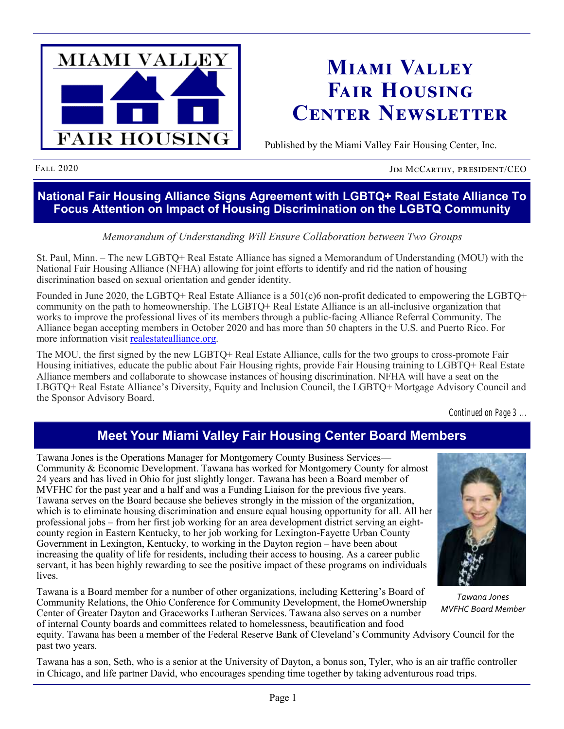# Miami Valley Fair Housing Center Newsletter

Published by the Miami Valley Fair Housing Center, Inc.

Fall 2020 — Jim McCarthy, President/CEO

## National Fair Housing Alliance Signs Agreement with LGBTQ+ Real Estate Alliance To Focus Attention on Impact of Housing Discrimination on the LGBTQ Community

*Memorandum of Understanding Will Ensure Collaboration between Two Groups*

St. Paul, Minn. – The new LGBTQ+ Real Estate Alliance has signed a Memorandum of Understanding (MOU) with the National Fair Housing Alliance (NFHA) allowing for joint efforts to identify and rid the nation of housing discrimination based on sexual orientation and gender identity.

Founded in June 2020, the LGBTQ+ Real Estate Alliance is a 501(c)6 non-profit dedicated to empowering the LGBTQ+ community on the path to homeownership. The LGBTQ+ Real Estate Alliance is an all-inclusive organization that works to improve the professional lives of its members through a public-facing Alliance Referral Community. The Alliance began accepting members in October 2020 and has more than 50 chapters in the U.S. and Puerto Rico. For more information visit realestatealliance.org.

The MOU, the first signed by the new LGBTQ+ Real Estate Alliance, calls for the two groups to cross-promote Fair Housing initiatives, educate the public about Fair Housing rights, provide Fair Housing training to LGBTQ+ Real Estate Alliance members and collaborate to showcase instances of housing discrimination. NFHA will have a seat on the LBGTQ+ Real Estate Alliance's Diversity, Equity and Inclusion Council, the LGBTQ+ Mortgage Advisory Council and the Sponsor Advisory Board.

*Continued on Page 3 ...*

## Meet Your Miami Valley Fair Housing Center Board Members

Tawana Jones is the Operations Manager for Montgomery County Business Services—Community & Economic Development. Tawana has worked for Montgomery County for almost 24 years and has lived in Ohio for just slightly longer. Tawana has been a Board member of MVFHC for the past year and a half and was a Funding Liaison for the previous five years. Tawana serves on the Board because she believes strongly in the mission of the organization, which is to eliminate housing discrimination and ensure equal housing opportunity for all. All her professional jobs – from her first job working for an area development district serving an eight-county region in Eastern Kentucky, to her job working for Lexington-Fayette Urban County Government in Lexington, Kentucky, to working in the Dayton region – have been about increasing the quality of life for residents, including their access to housing. As a career public servant, it has been highly rewarding to see the positive impact of these programs on individuals lives.

*Tawana Jones*
*MVFHC Board Member*

Tawana is a Board member for a number of other organizations, including Kettering's Board of Community Relations, the Ohio Conference for Community Development, the HomeOwnership Center of Greater Dayton and Graceworks Lutheran Services. Tawana also serves on a number of internal County boards and committees related to homelessness, beautification and food equity. Tawana has been a member of the Federal Reserve Bank of Cleveland's Community Advisory Council for the past two years.

Tawana has a son, Seth, who is a senior at the University of Dayton, a bonus son, Tyler, who is an air traffic controller in Chicago, and life partner David, who encourages spending time together by taking adventurous road trips.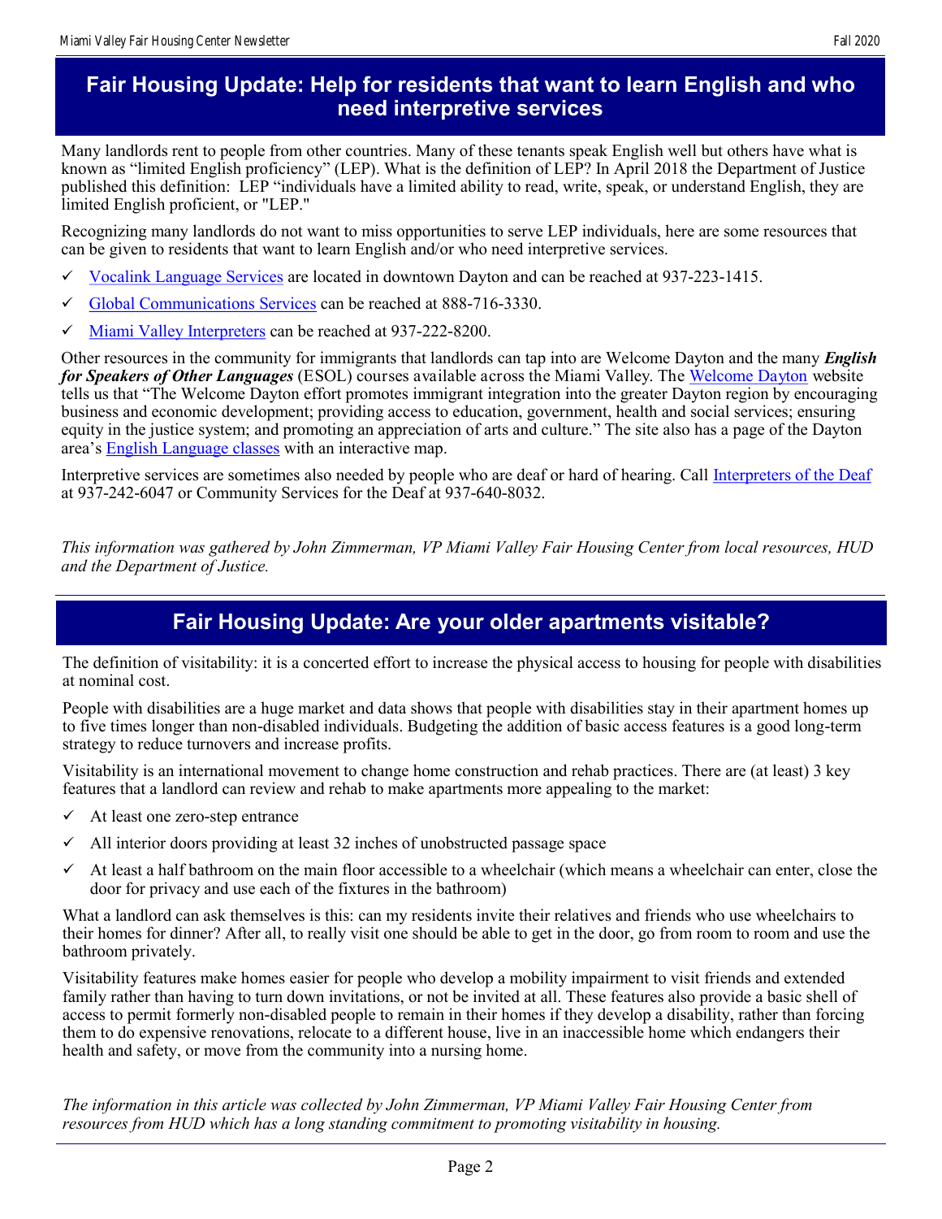## Fair Housing Update: Help for residents that want to learn English and who need interpretive services

Many landlords rent to people from other countries. Many of these tenants speak English well but others have what is known as "limited English proficiency" (LEP). What is the definition of LEP? In April 2018 the Department of Justice published this definition: LEP "individuals have a limited ability to read, write, speak, or understand English, they are limited English proficient, or "LEP."

Recognizing many landlords do not want to miss opportunities to serve LEP individuals, here are some resources that can be given to residents that want to learn English and/or who need interpretive services.

- ✓ Vocalink Language Services are located in downtown Dayton and can be reached at 937-223-1415.
- ✓ Global Communications Services can be reached at 888-716-3330.
- ✓ Miami Valley Interpreters can be reached at 937-222-8200.

Other resources in the community for immigrants that landlords can tap into are Welcome Dayton and the many ***English for Speakers of Other Languages*** (ESOL) courses available across the Miami Valley. The Welcome Dayton website tells us that "The Welcome Dayton effort promotes immigrant integration into the greater Dayton region by encouraging business and economic development; providing access to education, government, health and social services; ensuring equity in the justice system; and promoting an appreciation of arts and culture." The site also has a page of the Dayton area's English Language classes with an interactive map.

Interpretive services are sometimes also needed by people who are deaf or hard of hearing. Call Interpreters of the Deaf at 937-242-6047 or Community Services for the Deaf at 937-640-8032.

*This information was gathered by John Zimmerman, VP Miami Valley Fair Housing Center from local resources, HUD and the Department of Justice.*

## Fair Housing Update: Are your older apartments visitable?

The definition of visitability: it is a concerted effort to increase the physical access to housing for people with disabilities at nominal cost.

People with disabilities are a huge market and data shows that people with disabilities stay in their apartment homes up to five times longer than non-disabled individuals. Budgeting the addition of basic access features is a good long-term strategy to reduce turnovers and increase profits.

Visitability is an international movement to change home construction and rehab practices. There are (at least) 3 key features that a landlord can review and rehab to make apartments more appealing to the market:

- ✓ At least one zero-step entrance
- ✓ All interior doors providing at least 32 inches of unobstructed passage space
- ✓ At least a half bathroom on the main floor accessible to a wheelchair (which means a wheelchair can enter, close the door for privacy and use each of the fixtures in the bathroom)

What a landlord can ask themselves is this: can my residents invite their relatives and friends who use wheelchairs to their homes for dinner? After all, to really visit one should be able to get in the door, go from room to room and use the bathroom privately.

Visitability features make homes easier for people who develop a mobility impairment to visit friends and extended family rather than having to turn down invitations, or not be invited at all. These features also provide a basic shell of access to permit formerly non-disabled people to remain in their homes if they develop a disability, rather than forcing them to do expensive renovations, relocate to a different house, live in an inaccessible home which endangers their health and safety, or move from the community into a nursing home.

*The information in this article was collected by John Zimmerman, VP Miami Valley Fair Housing Center from resources from HUD which has a long standing commitment to promoting visitability in housing.*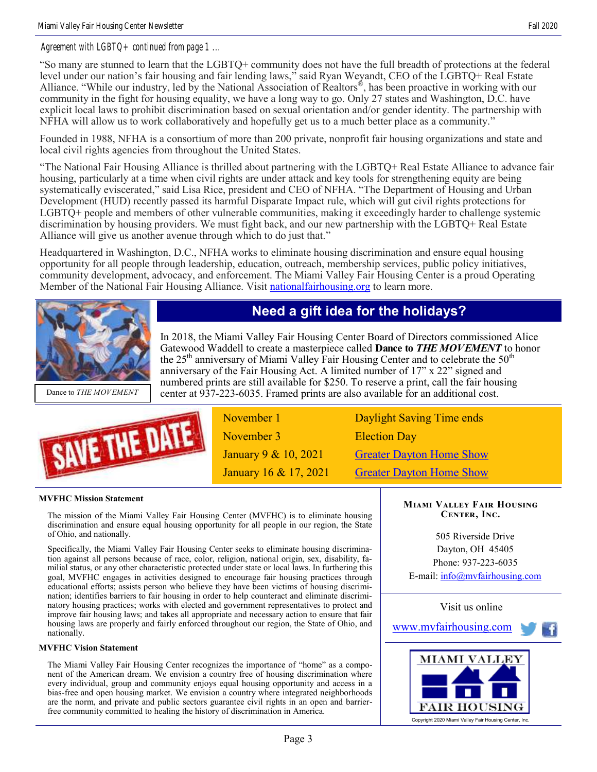*Agreement with LGBTQ+ continued from page 1 …*

"So many are stunned to learn that the LGBTQ+ community does not have the full breadth of protections at the federal level under our nation's fair housing and fair lending laws," said Ryan Weyandt, CEO of the LGBTQ+ Real Estate Alliance. "While our industry, led by the National Association of Realtors®, has been proactive in working with our community in the fight for housing equality, we have a long way to go. Only 27 states and Washington, D.C. have explicit local laws to prohibit discrimination based on sexual orientation and/or gender identity. The partnership with NFHA will allow us to work collaboratively and hopefully get us to a much better place as a community."

Founded in 1988, NFHA is a consortium of more than 200 private, nonprofit fair housing organizations and state and local civil rights agencies from throughout the United States.

"The National Fair Housing Alliance is thrilled about partnering with the LGBTQ+ Real Estate Alliance to advance fair housing, particularly at a time when civil rights are under attack and key tools for strengthening equity are being systematically eviscerated," said Lisa Rice, president and CEO of NFHA. "The Department of Housing and Urban Development (HUD) recently passed its harmful Disparate Impact rule, which will gut civil rights protections for LGBTQ+ people and members of other vulnerable communities, making it exceedingly harder to challenge systemic discrimination by housing providers. We must fight back, and our new partnership with the LGBTQ+ Real Estate Alliance will give us another avenue through which to do just that."

Headquartered in Washington, D.C., NFHA works to eliminate housing discrimination and ensure equal housing opportunity for all people through leadership, education, outreach, membership services, public policy initiatives, community development, advocacy, and enforcement. The Miami Valley Fair Housing Center is a proud Operating Member of the National Fair Housing Alliance. Visit nationalfairhousing.org to learn more.

## Need a gift idea for the holidays?

Dance to *THE MOVEMENT*

In 2018, the Miami Valley Fair Housing Center Board of Directors commissioned Alice Gatewood Waddell to create a masterpiece called **Dance to *THE MOVEMENT*** to honor the 25th anniversary of Miami Valley Fair Housing Center and to celebrate the 50th anniversary of the Fair Housing Act. A limited number of 17" x 22" signed and numbered prints are still available for $250. To reserve a print, call the fair housing center at 937-223-6035. Framed prints are also available for an additional cost.

SAVE THE DATE

| | |
|---|---|
| November 1 | Daylight Saving Time ends |
| November 3 | Election Day |
| January 9 & 10, 2021 | Greater Dayton Home Show |
| January 16 & 17, 2021 | Greater Dayton Home Show |

**MVFHC Mission Statement**

The mission of the Miami Valley Fair Housing Center (MVFHC) is to eliminate housing discrimination and ensure equal housing opportunity for all people in our region, the State of Ohio, and nationally.

Specifically, the Miami Valley Fair Housing Center seeks to eliminate housing discrimination against all persons because of race, color, religion, national origin, sex, disability, familial status, or any other characteristic protected under state or local laws. In furthering this goal, MVFHC engages in activities designed to encourage fair housing practices through educational efforts; assists person who believe they have been victims of housing discrimination; identifies barriers to fair housing in order to help counteract and eliminate discriminatory housing practices; works with elected and government representatives to protect and improve fair housing laws; and takes all appropriate and necessary action to ensure that fair housing laws are properly and fairly enforced throughout our region, the State of Ohio, and nationally.

**MVFHC Vision Statement**

The Miami Valley Fair Housing Center recognizes the importance of "home" as a component of the American dream. We envision a country free of housing discrimination where every individual, group and community enjoys equal housing opportunity and access in a bias-free and open housing market. We envision a country where integrated neighborhoods are the norm, and private and public sectors guarantee civil rights in an open and barrier-free community committed to healing the history of discrimination in America.

**Miami Valley Fair Housing Center, Inc.**

505 Riverside Drive
Dayton, OH 45405
Phone: 937-223-6035
E-mail: info@mvfairhousing.com

Visit us online

www.mvfairhousing.com

MIAMI VALLEY FAIR HOUSING

Copyright 2020 Miami Valley Fair Housing Center, Inc.